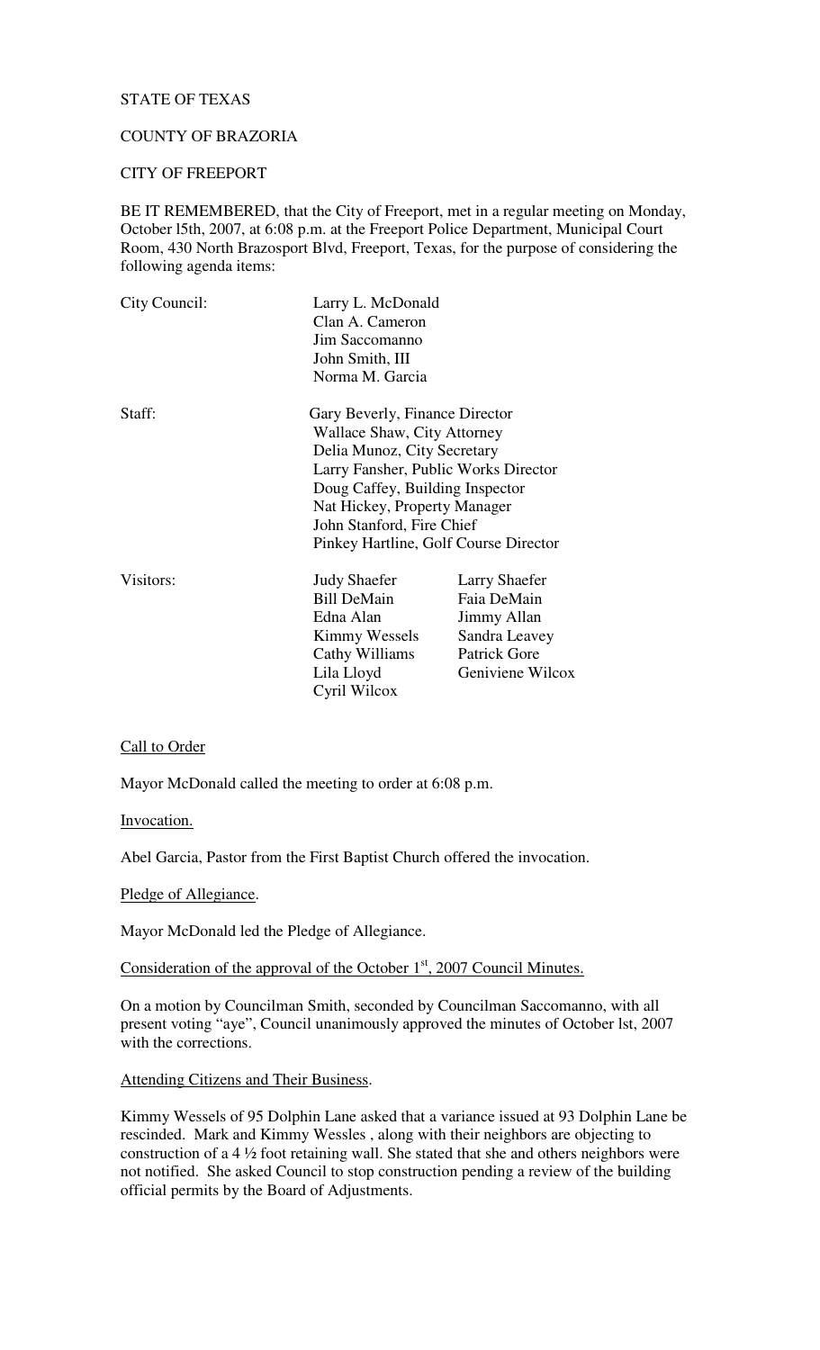STATE OF TEXAS

COUNTY OF BRAZORIA

CITY OF FREEPORT

BE IT REMEMBERED, that the City of Freeport, met in a regular meeting on Monday, October l5th, 2007, at 6:08 p.m. at the Freeport Police Department, Municipal Court Room, 430 North Brazosport Blvd, Freeport, Texas, for the purpose of considering the following agenda items:

| | | |
|---|---|---|
| City Council: | Larry L. McDonald | |
| | Clan A. Cameron | |
| | Jim Saccomanno | |
| | John Smith, III | |
| | Norma M. Garcia | |
| Staff: | Gary Beverly, Finance Director | |
| | Wallace Shaw, City Attorney | |
| | Delia Munoz, City Secretary | |
| | Larry Fansher, Public Works Director | |
| | Doug Caffey, Building Inspector | |
| | Nat Hickey, Property Manager | |
| | John Stanford, Fire Chief | |
| | Pinkey Hartline, Golf Course Director | |
| Visitors: | Judy Shaefer | Larry Shaefer |
| | Bill DeMain | Faia DeMain |
| | Edna Alan | Jimmy Allan |
| | Kimmy Wessels | Sandra Leavey |
| | Cathy Williams | Patrick Gore |
| | Lila Lloyd | Geniviene Wilcox |
| | Cyril Wilcox | |

Call to Order

Mayor McDonald called the meeting to order at 6:08 p.m.

Invocation.

Abel Garcia, Pastor from the First Baptist Church offered the invocation.

Pledge of Allegiance.

Mayor McDonald led the Pledge of Allegiance.

Consideration of the approval of the October 1st, 2007 Council Minutes.

On a motion by Councilman Smith, seconded by Councilman Saccomanno, with all present voting "aye", Council unanimously approved the minutes of October lst, 2007 with the corrections.

Attending Citizens and Their Business.

Kimmy Wessels of 95 Dolphin Lane asked that a variance issued at 93 Dolphin Lane be rescinded. Mark and Kimmy Wessles , along with their neighbors are objecting to construction of a 4 ½ foot retaining wall. She stated that she and others neighbors were not notified. She asked Council to stop construction pending a review of the building official permits by the Board of Adjustments.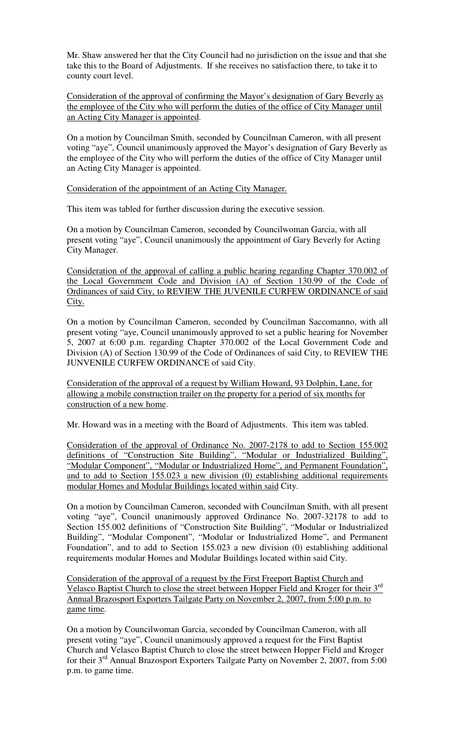Mr. Shaw answered her that the City Council had no jurisdiction on the issue and that she take this to the Board of Adjustments. If she receives no satisfaction there, to take it to county court level.

<u>Consideration of the approval of confirming the Mayor's designation of Gary Beverly as the employee of the City who will perform the duties of the office of City Manager until an Acting City Manager is appointed</u>.

On a motion by Councilman Smith, seconded by Councilman Cameron, with all present voting "aye", Council unanimously approved the Mayor's designation of Gary Beverly as the employee of the City who will perform the duties of the office of City Manager until an Acting City Manager is appointed.

<u>Consideration of the appointment of an Acting City Manager.</u>

This item was tabled for further discussion during the executive session.

On a motion by Councilman Cameron, seconded by Councilwoman Garcia, with all present voting "aye", Council unanimously the appointment of Gary Beverly for Acting City Manager.

<u>Consideration of the approval of calling a public hearing regarding Chapter 370.002 of the Local Government Code and Division (A) of Section 130.99 of the Code of Ordinances of said City, to REVIEW THE JUVENILE CURFEW ORDINANCE of said City.</u>

On a motion by Councilman Cameron, seconded by Councilman Saccomanno, with all present voting "aye, Council unanimously approved to set a public hearing for November 5, 2007 at 6:00 p.m. regarding Chapter 370.002 of the Local Government Code and Division (A) of Section 130.99 of the Code of Ordinances of said City, to REVIEW THE JUNVENILE CURFEW ORDINANCE of said City.

<u>Consideration of the approval of a request by William Howard, 93 Dolphin, Lane, for allowing a mobile construction trailer on the property for a period of six months for construction of a new home</u>.

Mr. Howard was in a meeting with the Board of Adjustments. This item was tabled.

<u>Consideration of the approval of Ordinance No. 2007-2178 to add to Section 155.002 definitions of "Construction Site Building", "Modular or Industrialized Building", "Modular Component", "Modular or Industrialized Home", and Permanent Foundation", and to add to Section 155.023 a new division (0) establishing additional requirements modular Homes and Modular Buildings located within said</u> City.

On a motion by Councilman Cameron, seconded with Councilman Smith, with all present voting "aye", Council unanimously approved Ordinance No. 2007-32178 to add to Section 155.002 definitions of "Construction Site Building", "Modular or Industrialized Building", "Modular Component", "Modular or Industrialized Home", and Permanent Foundation", and to add to Section 155.023 a new division (0) establishing additional requirements modular Homes and Modular Buildings located within said City.

<u>Consideration of the approval of a request by the First Freeport Baptist Church and Velasco Baptist Church to close the street between Hopper Field and Kroger for their 3rd Annual Brazosport Exporters Tailgate Party on November 2, 2007, from 5:00 p.m. to game time</u>.

On a motion by Councilwoman Garcia, seconded by Councilman Cameron, with all present voting "aye", Council unanimously approved a request for the First Baptist Church and Velasco Baptist Church to close the street between Hopper Field and Kroger for their 3rd Annual Brazosport Exporters Tailgate Party on November 2, 2007, from 5:00 p.m. to game time.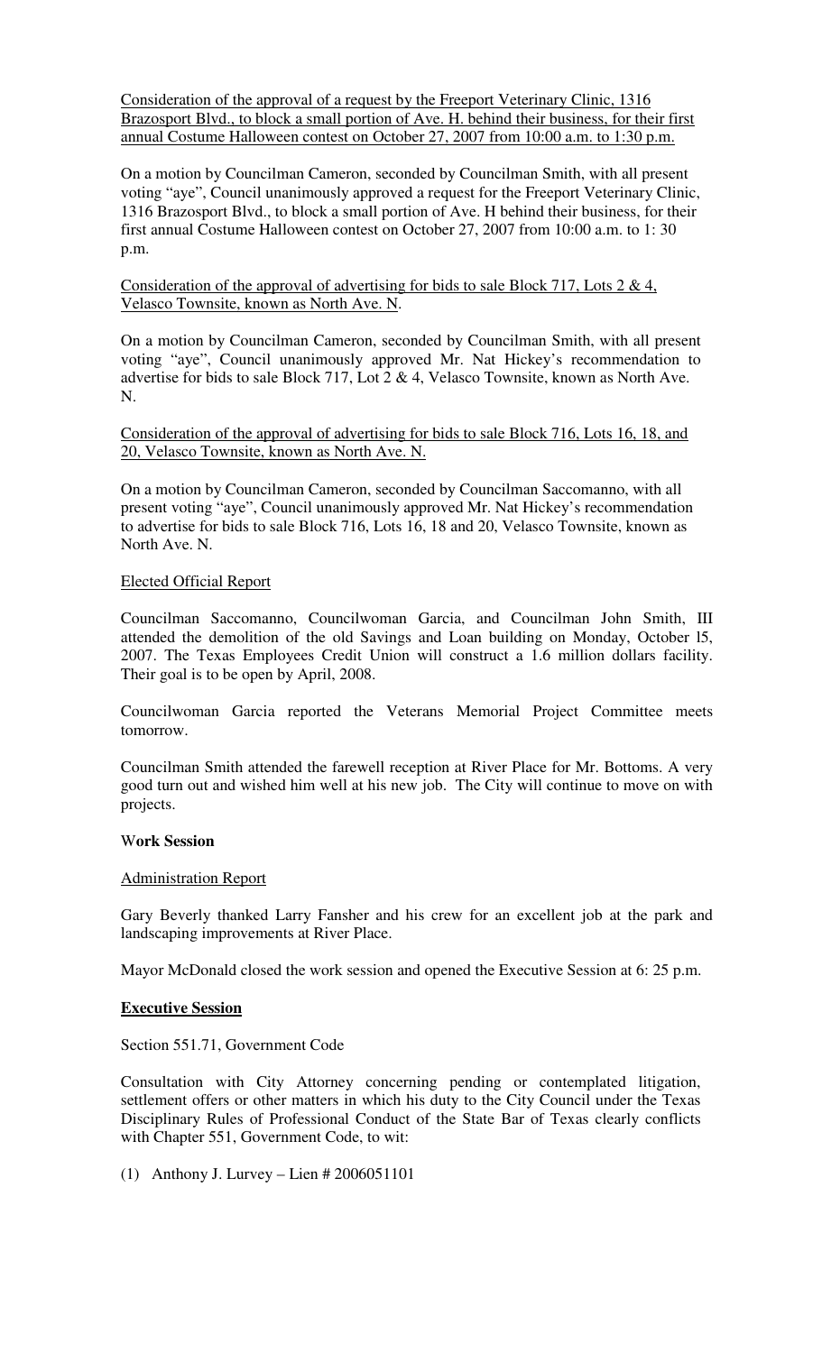<u>Consideration of the approval of a request by the Freeport Veterinary Clinic, 1316 Brazosport Blvd., to block a small portion of Ave. H. behind their business, for their first annual Costume Halloween contest on October 27, 2007 from 10:00 a.m. to 1:30 p.m.</u>

On a motion by Councilman Cameron, seconded by Councilman Smith, with all present voting "aye", Council unanimously approved a request for the Freeport Veterinary Clinic, 1316 Brazosport Blvd., to block a small portion of Ave. H behind their business, for their first annual Costume Halloween contest on October 27, 2007 from 10:00 a.m. to 1: 30 p.m.

<u>Consideration of the approval of advertising for bids to sale Block 717, Lots 2 & 4, Velasco Townsite, known as North Ave. N.</u>

On a motion by Councilman Cameron, seconded by Councilman Smith, with all present voting "aye", Council unanimously approved Mr. Nat Hickey's recommendation to advertise for bids to sale Block 717, Lot 2 & 4, Velasco Townsite, known as North Ave. N.

<u>Consideration of the approval of advertising for bids to sale Block 716, Lots 16, 18, and 20, Velasco Townsite, known as North Ave. N.</u>

On a motion by Councilman Cameron, seconded by Councilman Saccomanno, with all present voting "aye", Council unanimously approved Mr. Nat Hickey's recommendation to advertise for bids to sale Block 716, Lots 16, 18 and 20, Velasco Townsite, known as North Ave. N.

<u>Elected Official Report</u>

Councilman Saccomanno, Councilwoman Garcia, and Councilman John Smith, III attended the demolition of the old Savings and Loan building on Monday, October l5, 2007. The Texas Employees Credit Union will construct a 1.6 million dollars facility. Their goal is to be open by April, 2008.

Councilwoman Garcia reported the Veterans Memorial Project Committee meets tomorrow.

Councilman Smith attended the farewell reception at River Place for Mr. Bottoms. A very good turn out and wished him well at his new job. The City will continue to move on with projects.

**Work Session**

<u>Administration Report</u>

Gary Beverly thanked Larry Fansher and his crew for an excellent job at the park and landscaping improvements at River Place.

Mayor McDonald closed the work session and opened the Executive Session at 6: 25 p.m.

**<u>Executive Session</u>**

Section 551.71, Government Code

Consultation with City Attorney concerning pending or contemplated litigation, settlement offers or other matters in which his duty to the City Council under the Texas Disciplinary Rules of Professional Conduct of the State Bar of Texas clearly conflicts with Chapter 551, Government Code, to wit:

(1) Anthony J. Lurvey – Lien # 2006051101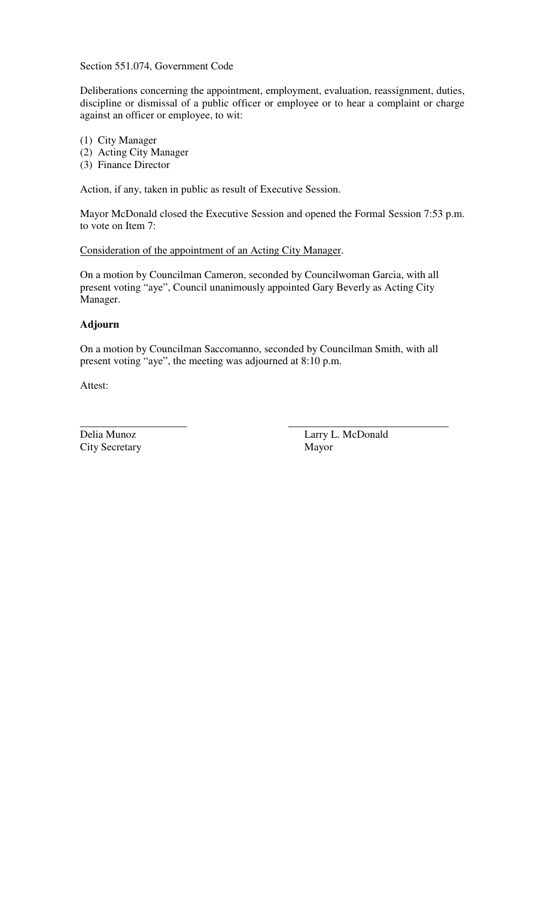Section 551.074, Government Code

Deliberations concerning the appointment, employment, evaluation, reassignment, duties, discipline or dismissal of a public officer or employee or to hear a complaint or charge against an officer or employee, to wit:

(1) City Manager
(2) Acting City Manager
(3) Finance Director

Action, if any, taken in public as result of Executive Session.

Mayor McDonald closed the Executive Session and opened the Formal Session 7:53 p.m. to vote on Item 7:

Consideration of the appointment of an Acting City Manager.

On a motion by Councilman Cameron, seconded by Councilwoman Garcia, with all present voting "aye", Council unanimously appointed Gary Beverly as Acting City Manager.

**Adjourn**

On a motion by Councilman Saccomanno, seconded by Councilman Smith, with all present voting "aye", the meeting was adjourned at 8:10 p.m.

Attest:

| | |
|---|---|
| ____________________ | ______________________________ |
| Delia Munoz | Larry L. McDonald |
| City Secretary | Mayor |